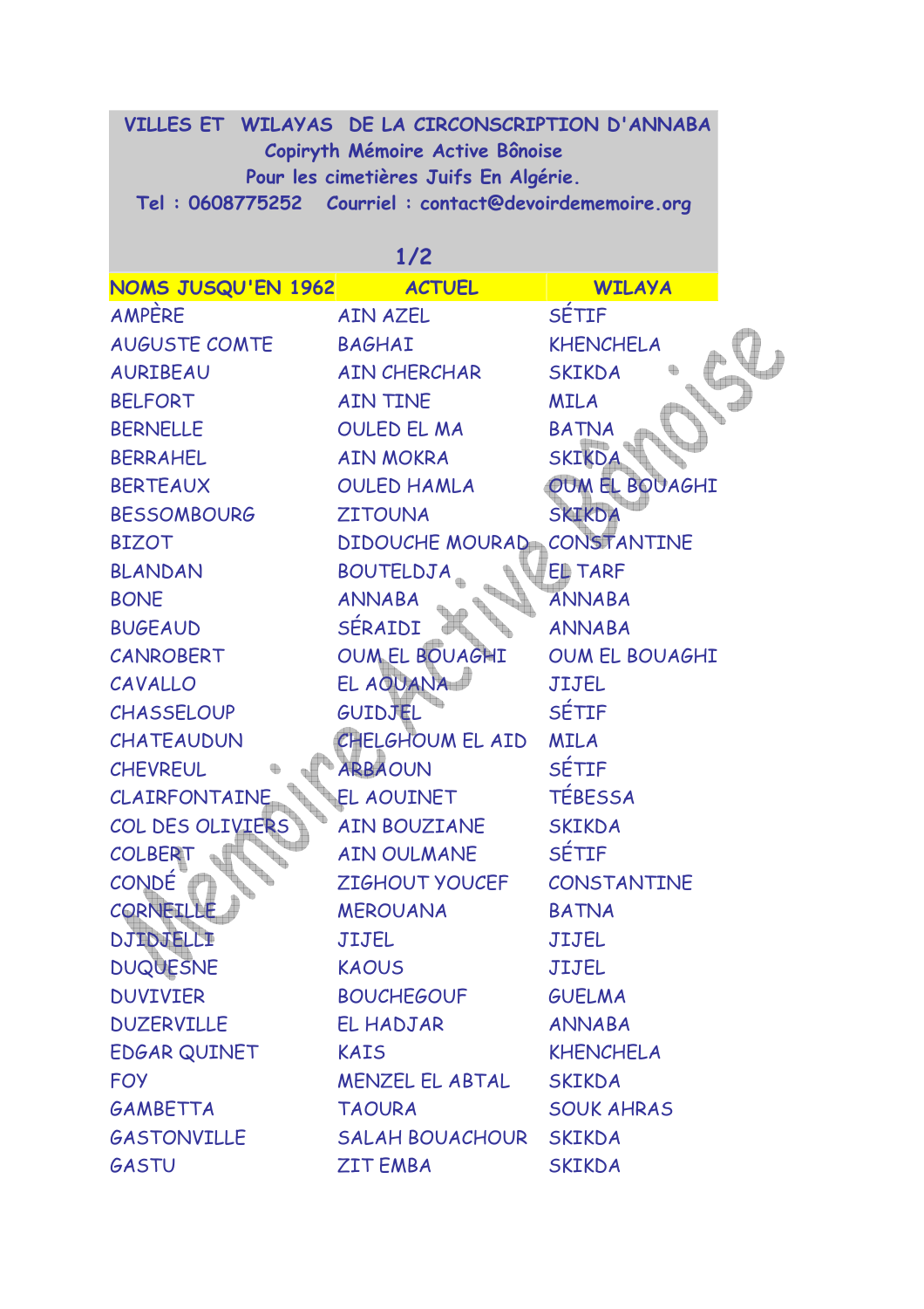VILLES ET WILAYAS DE LA CIRCONSCRIPTION D'ANNABA
Copiryth Mémoire Active Bônoise
Pour les cimetières Juifs En Algérie.
Tel : 0608775252 Courriel : contact@devoirdememoire.org

1/2

| NOMS JUSQU'EN 1962 | ACTUEL | WILAYA |
|---|---|---|
| AMPÈRE | AIN AZEL | SÉTIF |
| AUGUSTE COMTE | BAGHAI | KHENCHELA |
| AURIBEAU | AIN CHERCHAR | SKIKDA |
| BELFORT | AIN TINE | MILA |
| BERNELLE | OULED EL MA | BATNA |
| BERRAHEL | AIN MOKRA | SKIKDA |
| BERTEAUX | OULED HAMLA | OUM EL BOUAGHI |
| BESSOMBOURG | ZITOUNA | SKIKDA |
| BIZOT | DIDOUCHE MOURAD | CONSTANTINE |
| BLANDAN | BOUTELDJA | EL TARF |
| BONE | ANNABA | ANNABA |
| BUGEAUD | SÉRAIDI | ANNABA |
| CANROBERT | OUM EL BOUAGHI | OUM EL BOUAGHI |
| CAVALLO | EL AOUANA | JIJEL |
| CHASSELOUP | GUIDJEL | SÉTIF |
| CHATEAUDUN | CHELGHOUM EL AID | MILA |
| CHEVREUL | ARBAOUN | SÉTIF |
| CLAIRFONTAINE | EL AOUINET | TÉBESSA |
| COL DES OLIVIERS | AIN BOUZIANE | SKIKDA |
| COLBERT | AIN OULMANE | SÉTIF |
| CONDÉ | ZIGHOUT YOUCEF | CONSTANTINE |
| CORNEILLE | MEROUANA | BATNA |
| DJIDJELLI | JIJEL | JIJEL |
| DUQUESNE | KAOUS | JIJEL |
| DUVIVIER | BOUCHEGOUF | GUELMA |
| DUZERVILLE | EL HADJAR | ANNABA |
| EDGAR QUINET | KAIS | KHENCHELA |
| FOY | MENZEL EL ABTAL | SKIKDA |
| GAMBETTA | TAOURA | SOUK AHRAS |
| GASTONVILLE | SALAH BOUACHOUR | SKIKDA |
| GASTU | ZIT EMBA | SKIKDA |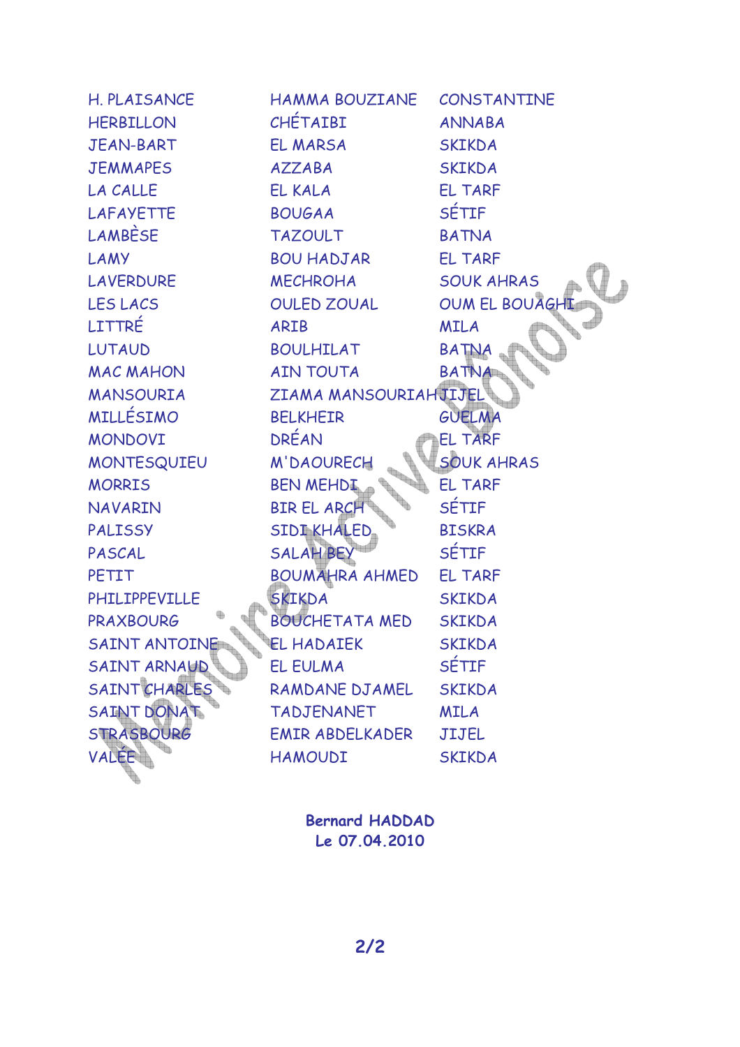| | | |
|---|---|---|
| H. PLAISANCE | HAMMA BOUZIANE | CONSTANTINE |
| HERBILLON | CHÉTAIBI | ANNABA |
| JEAN-BART | EL MARSA | SKIKDA |
| JEMMAPES | AZZABA | SKIKDA |
| LA CALLE | EL KALA | EL TARF |
| LAFAYETTE | BOUGAA | SÉTIF |
| LAMBÈSE | TAZOULT | BATNA |
| LAMY | BOU HADJAR | EL TARF |
| LAVERDURE | MECHROHA | SOUK AHRAS |
| LES LACS | OULED ZOUAL | OUM EL BOUAGHI |
| LITTRÉ | ARIB | MILA |
| LUTAUD | BOULHILAT | BATNA |
| MAC MAHON | AIN TOUTA | BATNA |
| MANSOURIA | ZIAMA MANSOURIAH | JIJEL |
| MILLÉSIMO | BELKHEIR | GUELMA |
| MONDOVI | DRÉAN | EL TARF |
| MONTESQUIEU | M'DAOURECH | SOUK AHRAS |
| MORRIS | BEN MEHDI | EL TARF |
| NAVARIN | BIR EL ARCH | SÉTIF |
| PALISSY | SIDI KHALED | BISKRA |
| PASCAL | SALAH BEY | SÉTIF |
| PETIT | BOUMAHRA AHMED | EL TARF |
| PHILIPPEVILLE | SKIKDA | SKIKDA |
| PRAXBOURG | BOUCHETATA MED | SKIKDA |
| SAINT ANTOINE | EL HADAIEK | SKIKDA |
| SAINT ARNAUD | EL EULMA | SÉTIF |
| SAINT CHARLES | RAMDANE DJAMEL | SKIKDA |
| SAINT DONAT | TADJENANET | MILA |
| STRASBOURG | EMIR ABDELKADER | JIJEL |
| VALÉE | HAMOUDI | SKIKDA |

**Bernard HADDAD**
**Le 07.04.2010**